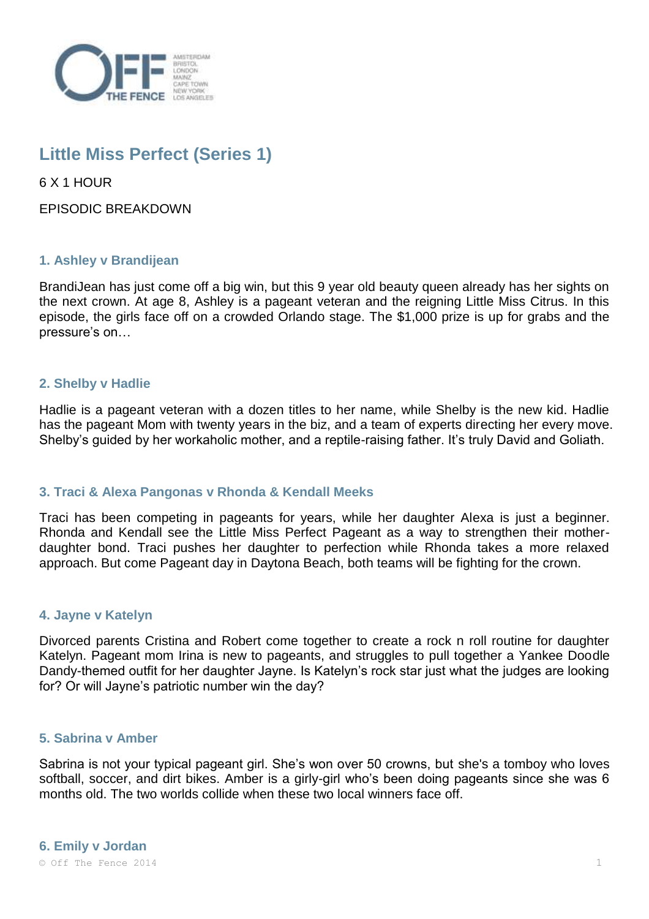# Little Miss Perfect (Series 1)

6 X 1 HOUR

EPISODIC BREAKDOWN

### 1. Ashley v Brandijean

BrandiJean has just come off a big win, but this 9 year old beauty queen already has her sights on the next crown. At age 8, Ashley is a pageant veteran and the reigning Little Miss Citrus. In this episode, the girls face off on a crowded Orlando stage. The $1,000 prize is up for grabs and the pressure's on…

### 2. Shelby v Hadlie

Hadlie is a pageant veteran with a dozen titles to her name, while Shelby is the new kid. Hadlie has the pageant Mom with twenty years in the biz, and a team of experts directing her every move. Shelby's guided by her workaholic mother, and a reptile-raising father. It's truly David and Goliath.

### 3. Traci & Alexa Pangonas v Rhonda & Kendall Meeks

Traci has been competing in pageants for years, while her daughter Alexa is just a beginner. Rhonda and Kendall see the Little Miss Perfect Pageant as a way to strengthen their mother-daughter bond. Traci pushes her daughter to perfection while Rhonda takes a more relaxed approach. But come Pageant day in Daytona Beach, both teams will be fighting for the crown.

### 4. Jayne v Katelyn

Divorced parents Cristina and Robert come together to create a rock n roll routine for daughter Katelyn. Pageant mom Irina is new to pageants, and struggles to pull together a Yankee Doodle Dandy-themed outfit for her daughter Jayne. Is Katelyn's rock star just what the judges are looking for? Or will Jayne's patriotic number win the day?

### 5. Sabrina v Amber

Sabrina is not your typical pageant girl. She's won over 50 crowns, but she's a tomboy who loves softball, soccer, and dirt bikes. Amber is a girly-girl who's been doing pageants since she was 6 months old. The two worlds collide when these two local winners face off.

### 6. Emily v Jordan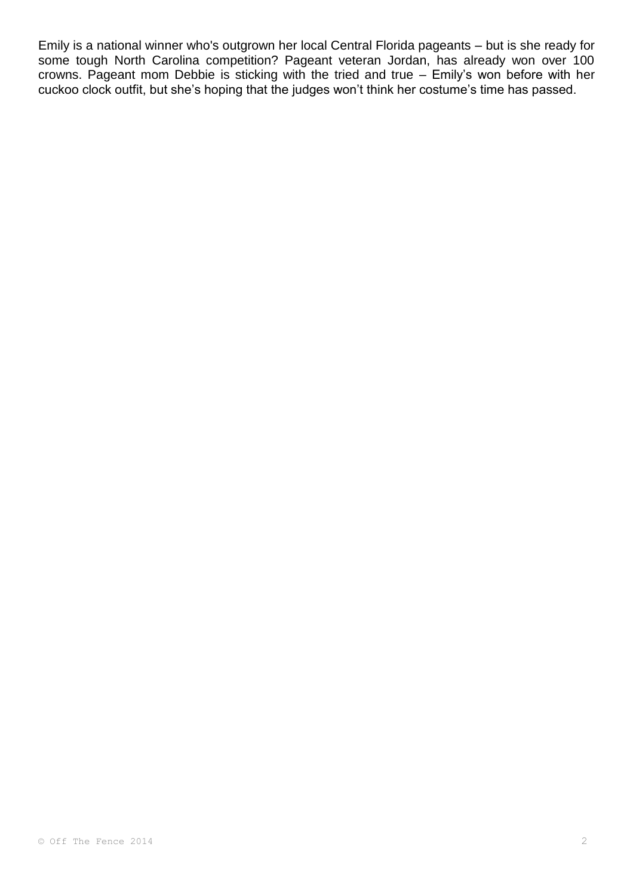Emily is a national winner who's outgrown her local Central Florida pageants – but is she ready for some tough North Carolina competition? Pageant veteran Jordan, has already won over 100 crowns. Pageant mom Debbie is sticking with the tried and true – Emily's won before with her cuckoo clock outfit, but she's hoping that the judges won't think her costume's time has passed.